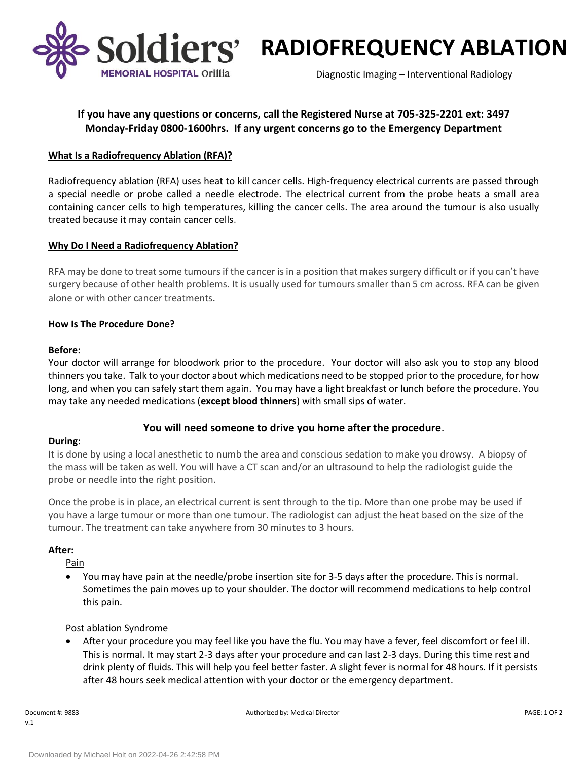# RADIOFREQUENCY ABLATION

Diagnostic Imaging – Interventional Radiology

**If you have any questions or concerns, call the Registered Nurse at 705-325-2201 ext: 3497 Monday-Friday 0800-1600hrs. If any urgent concerns go to the Emergency Department**

## What Is a Radiofrequency Ablation (RFA)?

Radiofrequency ablation (RFA) uses heat to kill cancer cells. High-frequency electrical currents are passed through a special needle or probe called a needle electrode. The electrical current from the probe heats a small area containing cancer cells to high temperatures, killing the cancer cells. The area around the tumour is also usually treated because it may contain cancer cells.

## Why Do I Need a Radiofrequency Ablation?

RFA may be done to treat some tumours if the cancer is in a position that makes surgery difficult or if you can't have surgery because of other health problems. It is usually used for tumours smaller than 5 cm across. RFA can be given alone or with other cancer treatments.

## How Is The Procedure Done?

### Before:

Your doctor will arrange for bloodwork prior to the procedure. Your doctor will also ask you to stop any blood thinners you take. Talk to your doctor about which medications need to be stopped prior to the procedure, for how long, and when you can safely start them again. You may have a light breakfast or lunch before the procedure. You may take any needed medications (**except blood thinners**) with small sips of water.

**You will need someone to drive you home after the procedure**.

### During:

It is done by using a local anesthetic to numb the area and conscious sedation to make you drowsy. A biopsy of the mass will be taken as well. You will have a CT scan and/or an ultrasound to help the radiologist guide the probe or needle into the right position.

Once the probe is in place, an electrical current is sent through to the tip. More than one probe may be used if you have a large tumour or more than one tumour. The radiologist can adjust the heat based on the size of the tumour. The treatment can take anywhere from 30 minutes to 3 hours.

### After:

Pain

- You may have pain at the needle/probe insertion site for 3-5 days after the procedure. This is normal. Sometimes the pain moves up to your shoulder. The doctor will recommend medications to help control this pain.

Post ablation Syndrome

- After your procedure you may feel like you have the flu. You may have a fever, feel discomfort or feel ill. This is normal. It may start 2-3 days after your procedure and can last 2-3 days. During this time rest and drink plenty of fluids. This will help you feel better faster. A slight fever is normal for 48 hours. If it persists after 48 hours seek medical attention with your doctor or the emergency department.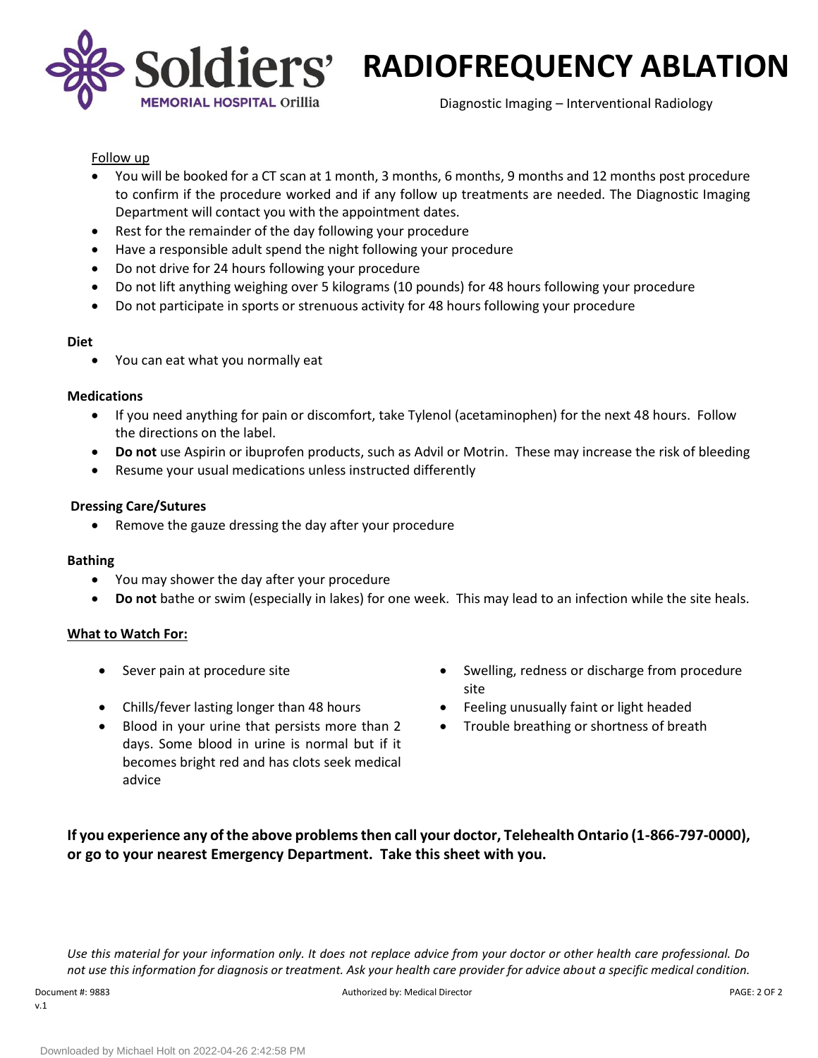Follow up

- You will be booked for a CT scan at 1 month, 3 months, 6 months, 9 months and 12 months post procedure to confirm if the procedure worked and if any follow up treatments are needed. The Diagnostic Imaging Department will contact you with the appointment dates.
- Rest for the remainder of the day following your procedure
- Have a responsible adult spend the night following your procedure
- Do not drive for 24 hours following your procedure
- Do not lift anything weighing over 5 kilograms (10 pounds) for 48 hours following your procedure
- Do not participate in sports or strenuous activity for 48 hours following your procedure

**Diet**

- You can eat what you normally eat

**Medications**

- If you need anything for pain or discomfort, take Tylenol (acetaminophen) for the next 48 hours. Follow the directions on the label.
- **Do not** use Aspirin or ibuprofen products, such as Advil or Motrin. These may increase the risk of bleeding
- Resume your usual medications unless instructed differently

**Dressing Care/Sutures**

- Remove the gauze dressing the day after your procedure

**Bathing**

- You may shower the day after your procedure
- **Do not** bathe or swim (especially in lakes) for one week. This may lead to an infection while the site heals.

**What to Watch For:**

- Sever pain at procedure site
- Chills/fever lasting longer than 48 hours
- Blood in your urine that persists more than 2 days. Some blood in urine is normal but if it becomes bright red and has clots seek medical advice
- Swelling, redness or discharge from procedure site
- Feeling unusually faint or light headed
- Trouble breathing or shortness of breath

**If you experience any of the above problems then call your doctor, Telehealth Ontario (1-866-797-0000), or go to your nearest Emergency Department. Take this sheet with you.**

*Use this material for your information only. It does not replace advice from your doctor or other health care professional. Do not use this information for diagnosis or treatment. Ask your health care provider for advice about a specific medical condition.*

Document #: 9883
v.1

Authorized by: Medical Director